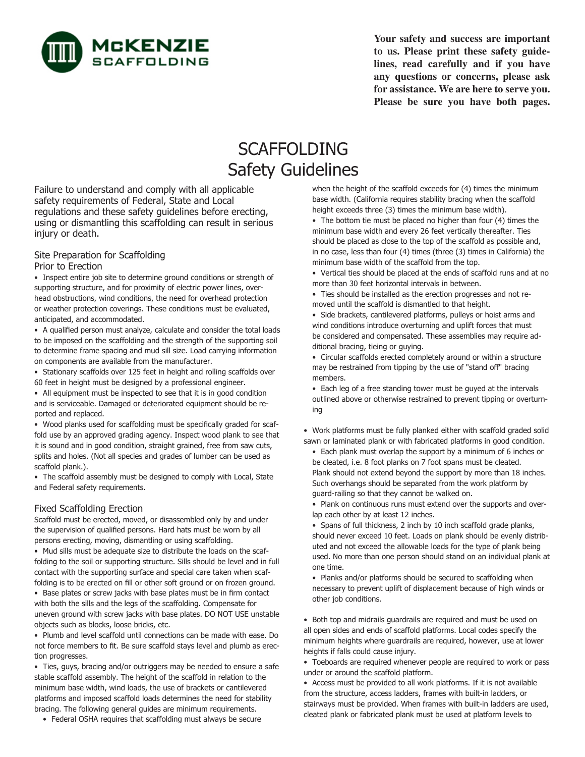**Your safety and success are important to us. Please print these safety guidelines, read carefully and if you have any questions or concerns, please ask for assistance. We are here to serve you. Please be sure you have both pages.**

# SCAFFOLDING Safety Guidelines

Failure to understand and comply with all applicable safety requirements of Federal, State and Local regulations and these safety guidelines before erecting, using or dismantling this scaffolding can result in serious injury or death.

## Site Preparation for Scaffolding Prior to Erection

- Inspect entire job site to determine ground conditions or strength of supporting structure, and for proximity of electric power lines, overhead obstructions, wind conditions, the need for overhead protection or weather protection coverings. These conditions must be evaluated, anticipated, and accommodated.
- A qualified person must analyze, calculate and consider the total loads to be imposed on the scaffolding and the strength of the supporting soil to determine frame spacing and mud sill size. Load carrying information on components are available from the manufacturer.
- Stationary scaffolds over 125 feet in height and rolling scaffolds over 60 feet in height must be designed by a professional engineer.
- All equipment must be inspected to see that it is in good condition and is serviceable. Damaged or deteriorated equipment should be reported and replaced.
- Wood planks used for scaffolding must be specifically graded for scaffold use by an approved grading agency. Inspect wood plank to see that it is sound and in good condition, straight grained, free from saw cuts, splits and holes. (Not all species and grades of lumber can be used as scaffold plank.).
- The scaffold assembly must be designed to comply with Local, State and Federal safety requirements.

## Fixed Scaffolding Erection

Scaffold must be erected, moved, or disassembled only by and under the supervision of qualified persons. Hard hats must be worn by all persons erecting, moving, dismantling or using scaffolding.

- Mud sills must be adequate size to distribute the loads on the scaffolding to the soil or supporting structure. Sills should be level and in full contact with the supporting surface and special care taken when scaffolding is to be erected on fill or other soft ground or on frozen ground.
- Base plates or screw jacks with base plates must be in firm contact with both the sills and the legs of the scaffolding. Compensate for uneven ground with screw jacks with base plates. DO NOT USE unstable objects such as blocks, loose bricks, etc.
- Plumb and level scaffold until connections can be made with ease. Do not force members to fit. Be sure scaffold stays level and plumb as erection progresses.
- Ties, guys, bracing and/or outriggers may be needed to ensure a safe stable scaffold assembly. The height of the scaffold in relation to the minimum base width, wind loads, the use of brackets or cantilevered platforms and imposed scaffold loads determines the need for stability bracing. The following general guides are minimum requirements.
  - Federal OSHA requires that scaffolding must always be secure when the height of the scaffold exceeds for (4) times the minimum base width. (California requires stability bracing when the scaffold height exceeds three (3) times the minimum base width).
  - The bottom tie must be placed no higher than four (4) times the minimum base width and every 26 feet vertically thereafter. Ties should be placed as close to the top of the scaffold as possible and, in no case, less than four (4) times (three (3) times in California) the minimum base width of the scaffold from the top.
  - Vertical ties should be placed at the ends of scaffold runs and at no more than 30 feet horizontal intervals in between.
  - Ties should be installed as the erection progresses and not removed until the scaffold is dismantled to that height.
  - Side brackets, cantilevered platforms, pulleys or hoist arms and wind conditions introduce overturning and uplift forces that must be considered and compensated. These assemblies may require additional bracing, tieing or guying.
  - Circular scaffolds erected completely around or within a structure may be restrained from tipping by the use of "stand off" bracing members.
  - Each leg of a free standing tower must be guyed at the intervals outlined above or otherwise restrained to prevent tipping or overturning
- Work platforms must be fully planked either with scaffold graded solid sawn or laminated plank or with fabricated platforms in good condition.
  - Each plank must overlap the support by a minimum of 6 inches or be cleated, i.e. 8 foot planks on 7 foot spans must be cleated. Plank should not extend beyond the support by more than 18 inches. Such overhangs should be separated from the work platform by guard-railing so that they cannot be walked on.
  - Plank on continuous runs must extend over the supports and overlap each other by at least 12 inches.
  - Spans of full thickness, 2 inch by 10 inch scaffold grade planks, should never exceed 10 feet. Loads on plank should be evenly distributed and not exceed the allowable loads for the type of plank being used. No more than one person should stand on an individual plank at one time.
  - Planks and/or platforms should be secured to scaffolding when necessary to prevent uplift of displacement because of high winds or other job conditions.
- Both top and midrails guardrails are required and must be used on all open sides and ends of scaffold platforms. Local codes specify the minimum heights where guardrails are required, however, use at lower heights if falls could cause injury.
- Toeboards are required whenever people are required to work or pass under or around the scaffold platform.
- Access must be provided to all work platforms. If it is not available from the structure, access ladders, frames with built-in ladders, or stairways must be provided. When frames with built-in ladders are used, cleated plank or fabricated plank must be used at platform levels to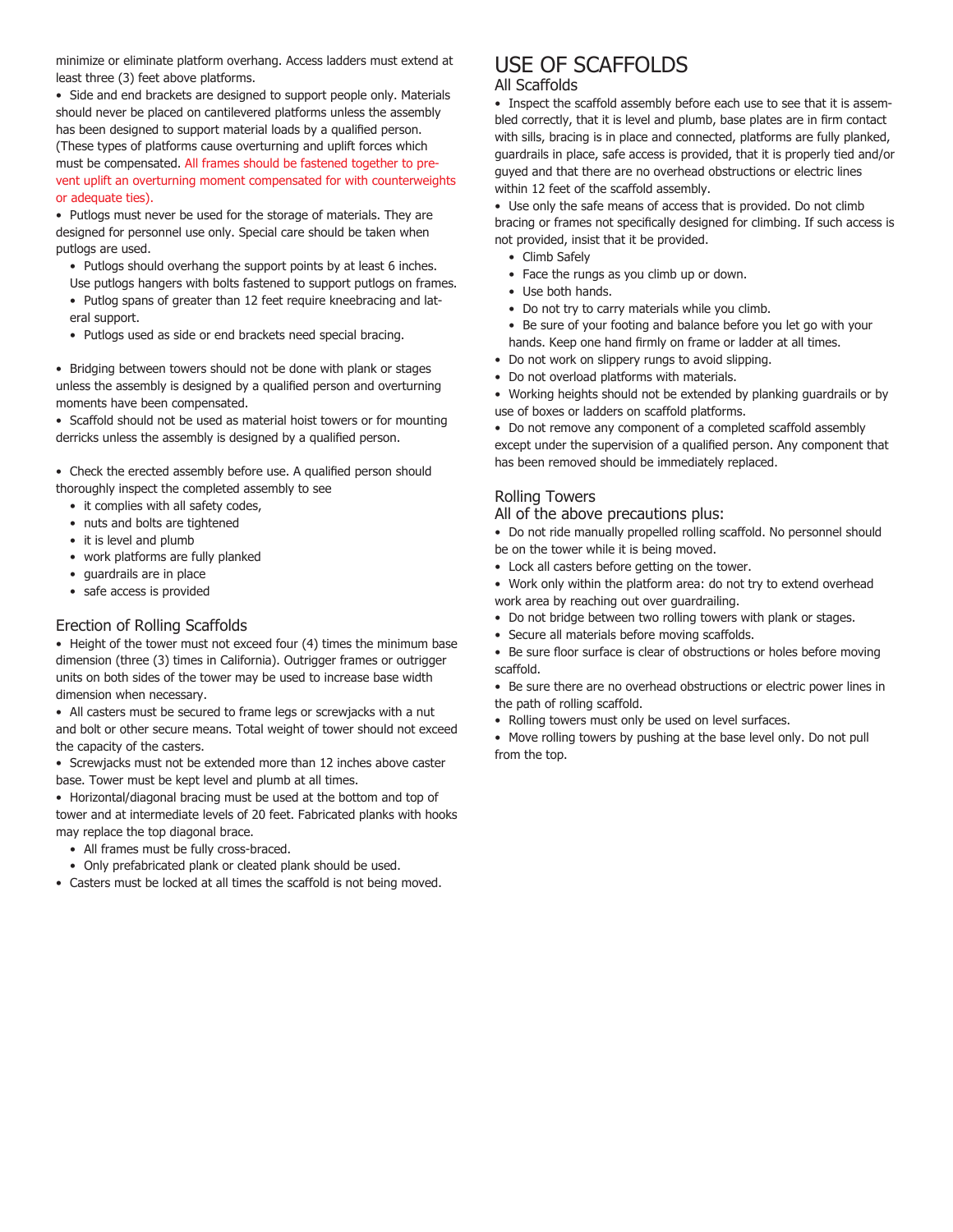minimize or eliminate platform overhang. Access ladders must extend at least three (3) feet above platforms.

- Side and end brackets are designed to support people only. Materials should never be placed on cantilevered platforms unless the assembly has been designed to support material loads by a qualified person. (These types of platforms cause overturning and uplift forces which must be compensated. All frames should be fastened together to prevent uplift an overturning moment compensated for with counterweights or adequate ties).
- Putlogs must never be used for the storage of materials. They are designed for personnel use only. Special care should be taken when putlogs are used.
  - Putlogs should overhang the support points by at least 6 inches. Use putlogs hangers with bolts fastened to support putlogs on frames.
  - Putlog spans of greater than 12 feet require kneebracing and lateral support.
  - Putlogs used as side or end brackets need special bracing.

- Bridging between towers should not be done with plank or stages unless the assembly is designed by a qualified person and overturning moments have been compensated.
- Scaffold should not be used as material hoist towers or for mounting derricks unless the assembly is designed by a qualified person.

- Check the erected assembly before use. A qualified person should thoroughly inspect the completed assembly to see
  - it complies with all safety codes,
  - nuts and bolts are tightened
  - it is level and plumb
  - work platforms are fully planked
  - guardrails are in place
  - safe access is provided

### Erection of Rolling Scaffolds

- Height of the tower must not exceed four (4) times the minimum base dimension (three (3) times in California). Outrigger frames or outrigger units on both sides of the tower may be used to increase base width dimension when necessary.
- All casters must be secured to frame legs or screwjacks with a nut and bolt or other secure means. Total weight of tower should not exceed the capacity of the casters.
- Screwjacks must not be extended more than 12 inches above caster base. Tower must be kept level and plumb at all times.
- Horizontal/diagonal bracing must be used at the bottom and top of tower and at intermediate levels of 20 feet. Fabricated planks with hooks may replace the top diagonal brace.
  - All frames must be fully cross-braced.
  - Only prefabricated plank or cleated plank should be used.
- Casters must be locked at all times the scaffold is not being moved.

# USE OF SCAFFOLDS

## All Scaffolds

- Inspect the scaffold assembly before each use to see that it is assembled correctly, that it is level and plumb, base plates are in firm contact with sills, bracing is in place and connected, platforms are fully planked, guardrails in place, safe access is provided, that it is properly tied and/or guyed and that there are no overhead obstructions or electric lines within 12 feet of the scaffold assembly.
- Use only the safe means of access that is provided. Do not climb bracing or frames not specifically designed for climbing. If such access is not provided, insist that it be provided.
  - Climb Safely
  - Face the rungs as you climb up or down.
  - Use both hands.
  - Do not try to carry materials while you climb.
  - Be sure of your footing and balance before you let go with your hands. Keep one hand firmly on frame or ladder at all times.
- Do not work on slippery rungs to avoid slipping.
- Do not overload platforms with materials.
- Working heights should not be extended by planking guardrails or by use of boxes or ladders on scaffold platforms.
- Do not remove any component of a completed scaffold assembly except under the supervision of a qualified person. Any component that has been removed should be immediately replaced.

## Rolling Towers

## All of the above precautions plus:

- Do not ride manually propelled rolling scaffold. No personnel should be on the tower while it is being moved.
- Lock all casters before getting on the tower.
- Work only within the platform area: do not try to extend overhead work area by reaching out over guardrailing.
- Do not bridge between two rolling towers with plank or stages.
- Secure all materials before moving scaffolds.
- Be sure floor surface is clear of obstructions or holes before moving scaffold.
- Be sure there are no overhead obstructions or electric power lines in the path of rolling scaffold.
- Rolling towers must only be used on level surfaces.
- Move rolling towers by pushing at the base level only. Do not pull from the top.